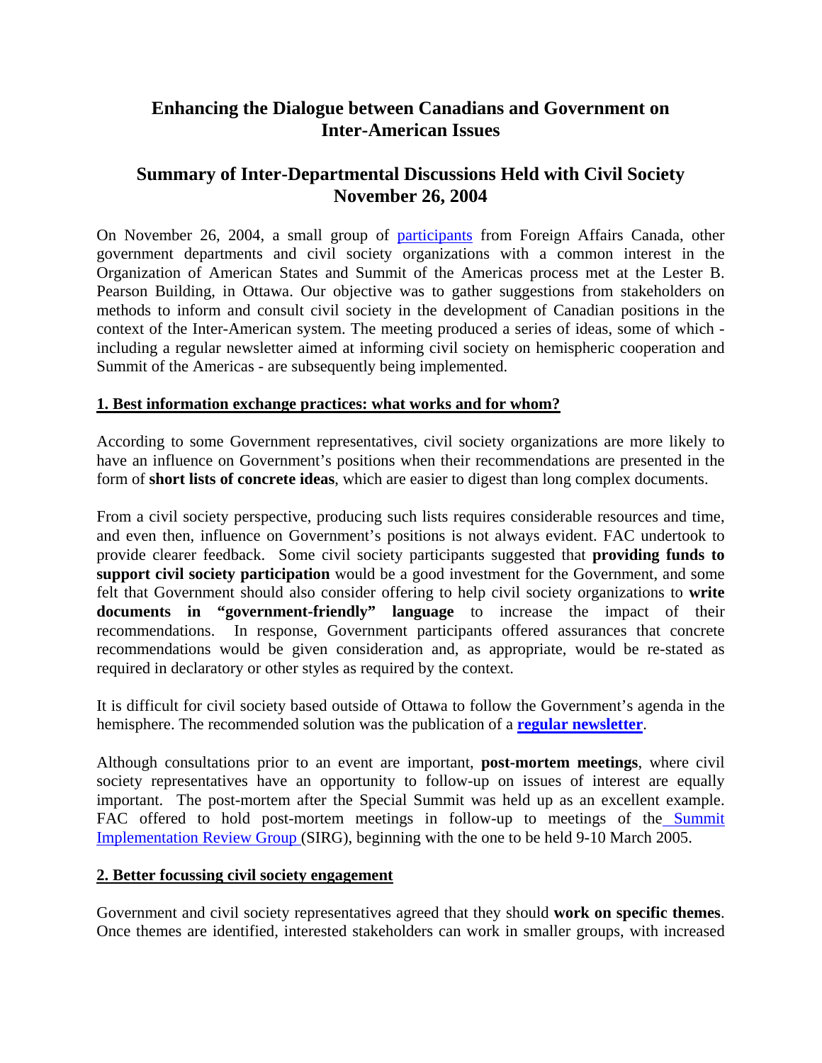# Enhancing the Dialogue between Canadians and Government on Inter-American Issues

## Summary of Inter-Departmental Discussions Held with Civil Society November 26, 2004

On November 26, 2004, a small group of participants from Foreign Affairs Canada, other government departments and civil society organizations with a common interest in the Organization of American States and Summit of the Americas process met at the Lester B. Pearson Building, in Ottawa. Our objective was to gather suggestions from stakeholders on methods to inform and consult civil society in the development of Canadian positions in the context of the Inter-American system. The meeting produced a series of ideas, some of which - including a regular newsletter aimed at informing civil society on hemispheric cooperation and Summit of the Americas - are subsequently being implemented.

### 1. Best information exchange practices: what works and for whom?

According to some Government representatives, civil society organizations are more likely to have an influence on Government's positions when their recommendations are presented in the form of **short lists of concrete ideas**, which are easier to digest than long complex documents.

From a civil society perspective, producing such lists requires considerable resources and time, and even then, influence on Government's positions is not always evident. FAC undertook to provide clearer feedback. Some civil society participants suggested that **providing funds to support civil society participation** would be a good investment for the Government, and some felt that Government should also consider offering to help civil society organizations to **write documents in "government-friendly" language** to increase the impact of their recommendations. In response, Government participants offered assurances that concrete recommendations would be given consideration and, as appropriate, would be re-stated as required in declaratory or other styles as required by the context.

It is difficult for civil society based outside of Ottawa to follow the Government's agenda in the hemisphere. The recommended solution was the publication of a **regular newsletter**.

Although consultations prior to an event are important, **post-mortem meetings**, where civil society representatives have an opportunity to follow-up on issues of interest are equally important. The post-mortem after the Special Summit was held up as an excellent example. FAC offered to hold post-mortem meetings in follow-up to meetings of the Summit Implementation Review Group (SIRG), beginning with the one to be held 9-10 March 2005.

### 2. Better focussing civil society engagement

Government and civil society representatives agreed that they should **work on specific themes**. Once themes are identified, interested stakeholders can work in smaller groups, with increased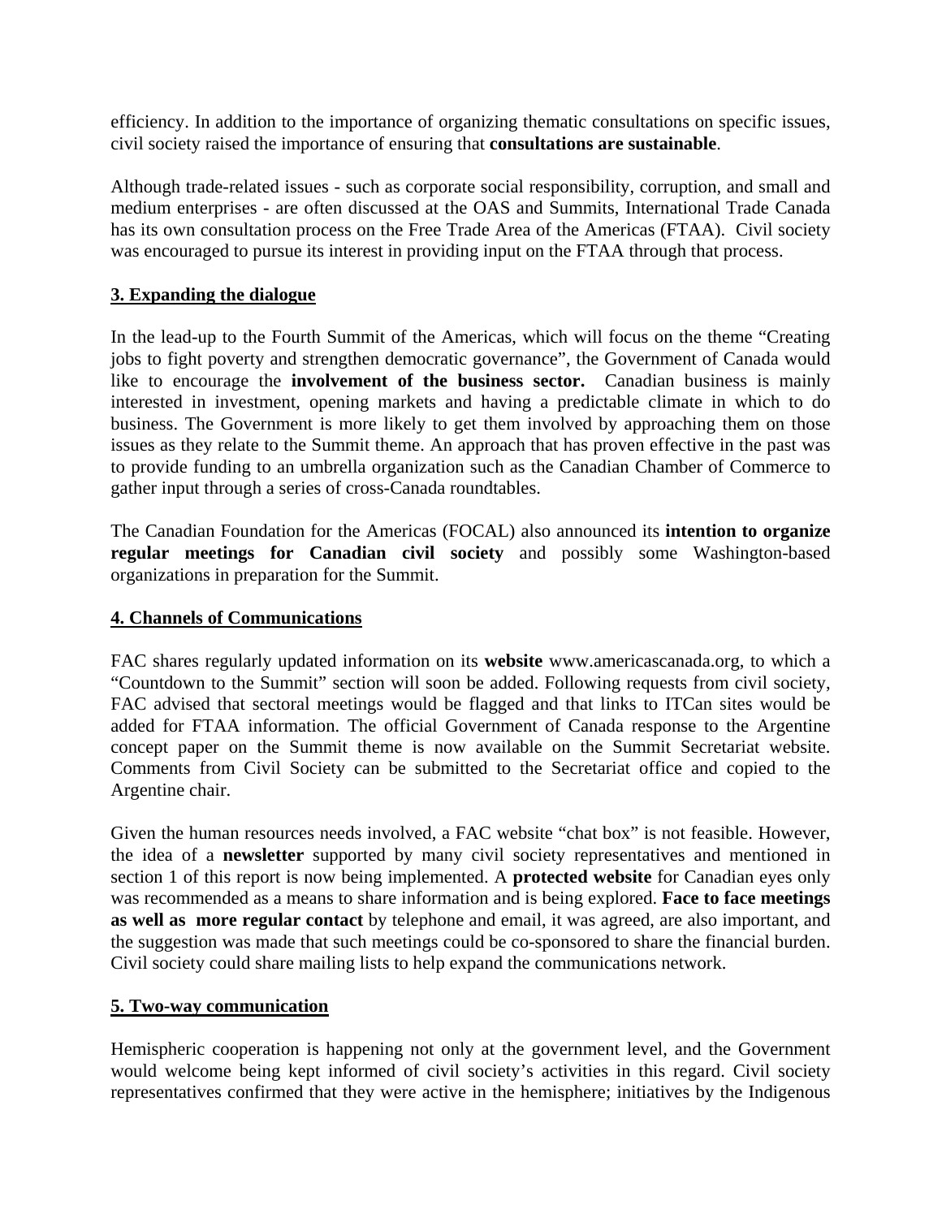efficiency. In addition to the importance of organizing thematic consultations on specific issues, civil society raised the importance of ensuring that **consultations are sustainable**.

Although trade-related issues - such as corporate social responsibility, corruption, and small and medium enterprises - are often discussed at the OAS and Summits, International Trade Canada has its own consultation process on the Free Trade Area of the Americas (FTAA). Civil society was encouraged to pursue its interest in providing input on the FTAA through that process.

## 3. Expanding the dialogue

In the lead-up to the Fourth Summit of the Americas, which will focus on the theme "Creating jobs to fight poverty and strengthen democratic governance", the Government of Canada would like to encourage the **involvement of the business sector.** Canadian business is mainly interested in investment, opening markets and having a predictable climate in which to do business. The Government is more likely to get them involved by approaching them on those issues as they relate to the Summit theme. An approach that has proven effective in the past was to provide funding to an umbrella organization such as the Canadian Chamber of Commerce to gather input through a series of cross-Canada roundtables.

The Canadian Foundation for the Americas (FOCAL) also announced its **intention to organize regular meetings for Canadian civil society** and possibly some Washington-based organizations in preparation for the Summit.

## 4. Channels of Communications

FAC shares regularly updated information on its **website** www.americascanada.org, to which a "Countdown to the Summit" section will soon be added. Following requests from civil society, FAC advised that sectoral meetings would be flagged and that links to ITCan sites would be added for FTAA information. The official Government of Canada response to the Argentine concept paper on the Summit theme is now available on the Summit Secretariat website. Comments from Civil Society can be submitted to the Secretariat office and copied to the Argentine chair.

Given the human resources needs involved, a FAC website "chat box" is not feasible. However, the idea of a **newsletter** supported by many civil society representatives and mentioned in section 1 of this report is now being implemented. A **protected website** for Canadian eyes only was recommended as a means to share information and is being explored. **Face to face meetings as well as more regular contact** by telephone and email, it was agreed, are also important, and the suggestion was made that such meetings could be co-sponsored to share the financial burden. Civil society could share mailing lists to help expand the communications network.

## 5. Two-way communication

Hemispheric cooperation is happening not only at the government level, and the Government would welcome being kept informed of civil society's activities in this regard. Civil society representatives confirmed that they were active in the hemisphere; initiatives by the Indigenous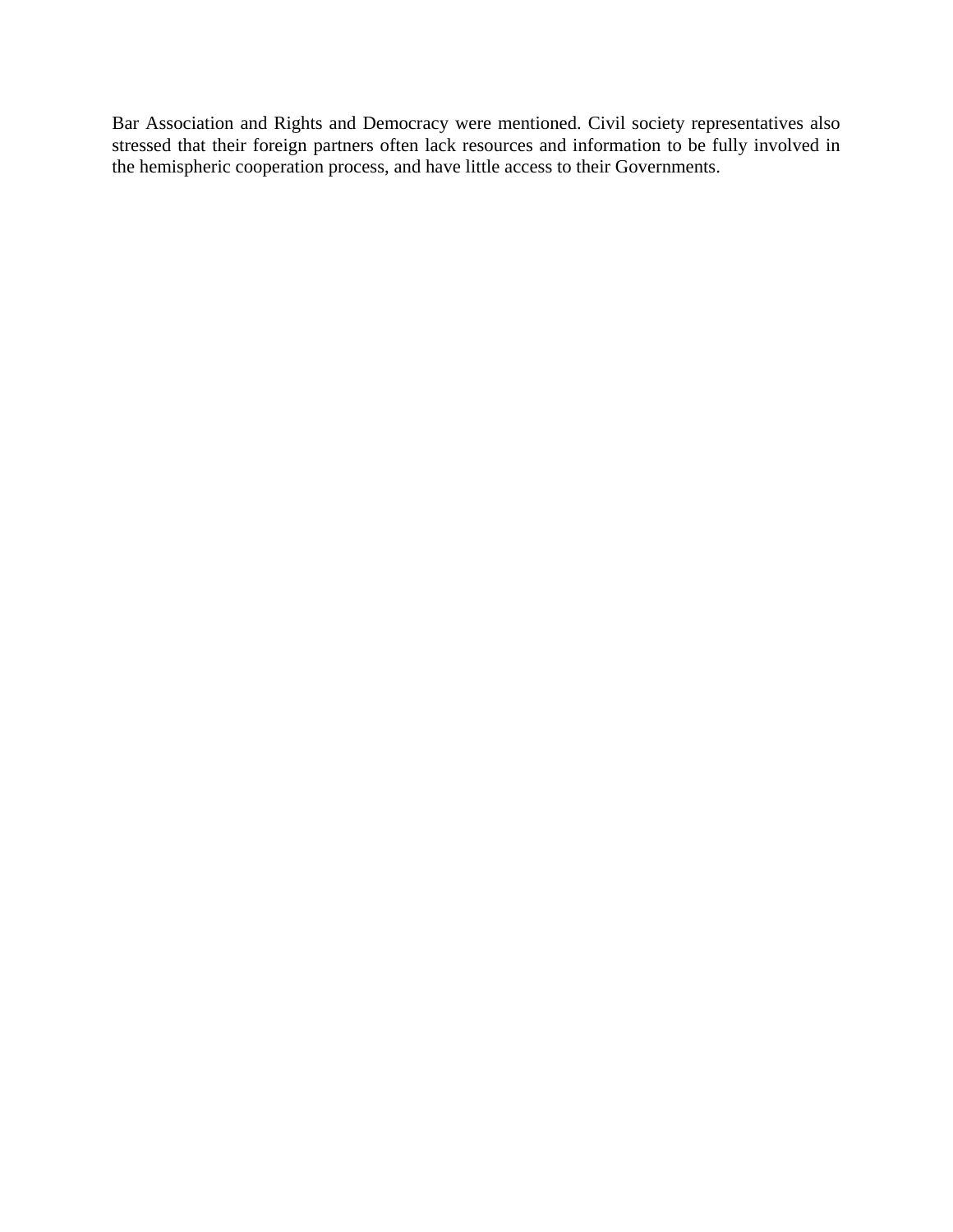Bar Association and Rights and Democracy were mentioned. Civil society representatives also stressed that their foreign partners often lack resources and information to be fully involved in the hemispheric cooperation process, and have little access to their Governments.